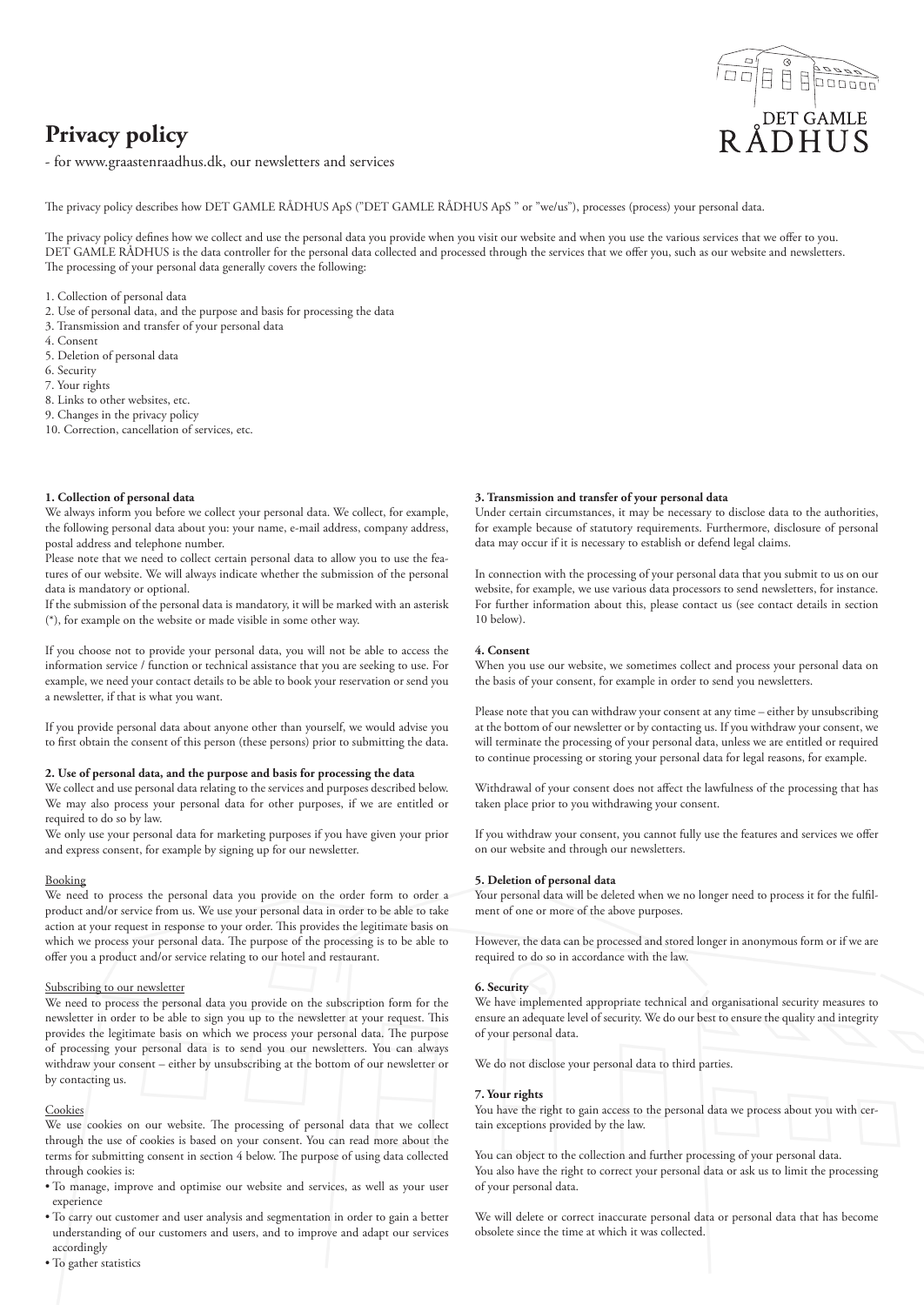# Privacy policy

- for www.graastenraadhus.dk, our newsletters and services

The privacy policy describes how DET GAMLE RÅDHUS ApS ("DET GAMLE RÅDHUS ApS " or "we/us"), processes (process) your personal data.

The privacy policy defines how we collect and use the personal data you provide when you visit our website and when you use the various services that we offer to you. DET GAMLE RÅDHUS is the data controller for the personal data collected and processed through the services that we offer you, such as our website and newsletters. The processing of your personal data generally covers the following:

1. Collection of personal data
2. Use of personal data, and the purpose and basis for processing the data
3. Transmission and transfer of your personal data
4. Consent
5. Deletion of personal data
6. Security
7. Your rights
8. Links to other websites, etc.
9. Changes in the privacy policy
10. Correction, cancellation of services, etc.

**1. Collection of personal data**

We always inform you before we collect your personal data. We collect, for example, the following personal data about you: your name, e-mail address, company address, postal address and telephone number.

Please note that we need to collect certain personal data to allow you to use the features of our website. We will always indicate whether the submission of the personal data is mandatory or optional.

If the submission of the personal data is mandatory, it will be marked with an asterisk (*), for example on the website or made visible in some other way.

If you choose not to provide your personal data, you will not be able to access the information service / function or technical assistance that you are seeking to use. For example, we need your contact details to be able to book your reservation or send you a newsletter, if that is what you want.

If you provide personal data about anyone other than yourself, we would advise you to first obtain the consent of this person (these persons) prior to submitting the data.

**2. Use of personal data, and the purpose and basis for processing the data**

We collect and use personal data relating to the services and purposes described below. We may also process your personal data for other purposes, if we are entitled or required to do so by law.

We only use your personal data for marketing purposes if you have given your prior and express consent, for example by signing up for our newsletter.

Booking

We need to process the personal data you provide on the order form to order a product and/or service from us. We use your personal data in order to be able to take action at your request in response to your order. This provides the legitimate basis on which we process your personal data. The purpose of the processing is to be able to offer you a product and/or service relating to our hotel and restaurant.

Subscribing to our newsletter

We need to process the personal data you provide on the subscription form for the newsletter in order to be able to sign you up to the newsletter at your request. This provides the legitimate basis on which we process your personal data. The purpose of processing your personal data is to send you our newsletters. You can always withdraw your consent – either by unsubscribing at the bottom of our newsletter or by contacting us.

Cookies

We use cookies on our website. The processing of personal data that we collect through the use of cookies is based on your consent. You can read more about the terms for submitting consent in section 4 below. The purpose of using data collected through cookies is:

- To manage, improve and optimise our website and services, as well as your user experience
- To carry out customer and user analysis and segmentation in order to gain a better understanding of our customers and users, and to improve and adapt our services accordingly
- To gather statistics

**3. Transmission and transfer of your personal data**

Under certain circumstances, it may be necessary to disclose data to the authorities, for example because of statutory requirements. Furthermore, disclosure of personal data may occur if it is necessary to establish or defend legal claims.

In connection with the processing of your personal data that you submit to us on our website, for example, we use various data processors to send newsletters, for instance. For further information about this, please contact us (see contact details in section 10 below).

**4. Consent**

When you use our website, we sometimes collect and process your personal data on the basis of your consent, for example in order to send you newsletters.

Please note that you can withdraw your consent at any time – either by unsubscribing at the bottom of our newsletter or by contacting us. If you withdraw your consent, we will terminate the processing of your personal data, unless we are entitled or required to continue processing or storing your personal data for legal reasons, for example.

Withdrawal of your consent does not affect the lawfulness of the processing that has taken place prior to you withdrawing your consent.

If you withdraw your consent, you cannot fully use the features and services we offer on our website and through our newsletters.

**5. Deletion of personal data**

Your personal data will be deleted when we no longer need to process it for the fulfilment of one or more of the above purposes.

However, the data can be processed and stored longer in anonymous form or if we are required to do so in accordance with the law.

**6. Security**

We have implemented appropriate technical and organisational security measures to ensure an adequate level of security. We do our best to ensure the quality and integrity of your personal data.

We do not disclose your personal data to third parties.

**7. Your rights**

You have the right to gain access to the personal data we process about you with certain exceptions provided by the law.

You can object to the collection and further processing of your personal data.
You also have the right to correct your personal data or ask us to limit the processing of your personal data.

We will delete or correct inaccurate personal data or personal data that has become obsolete since the time at which it was collected.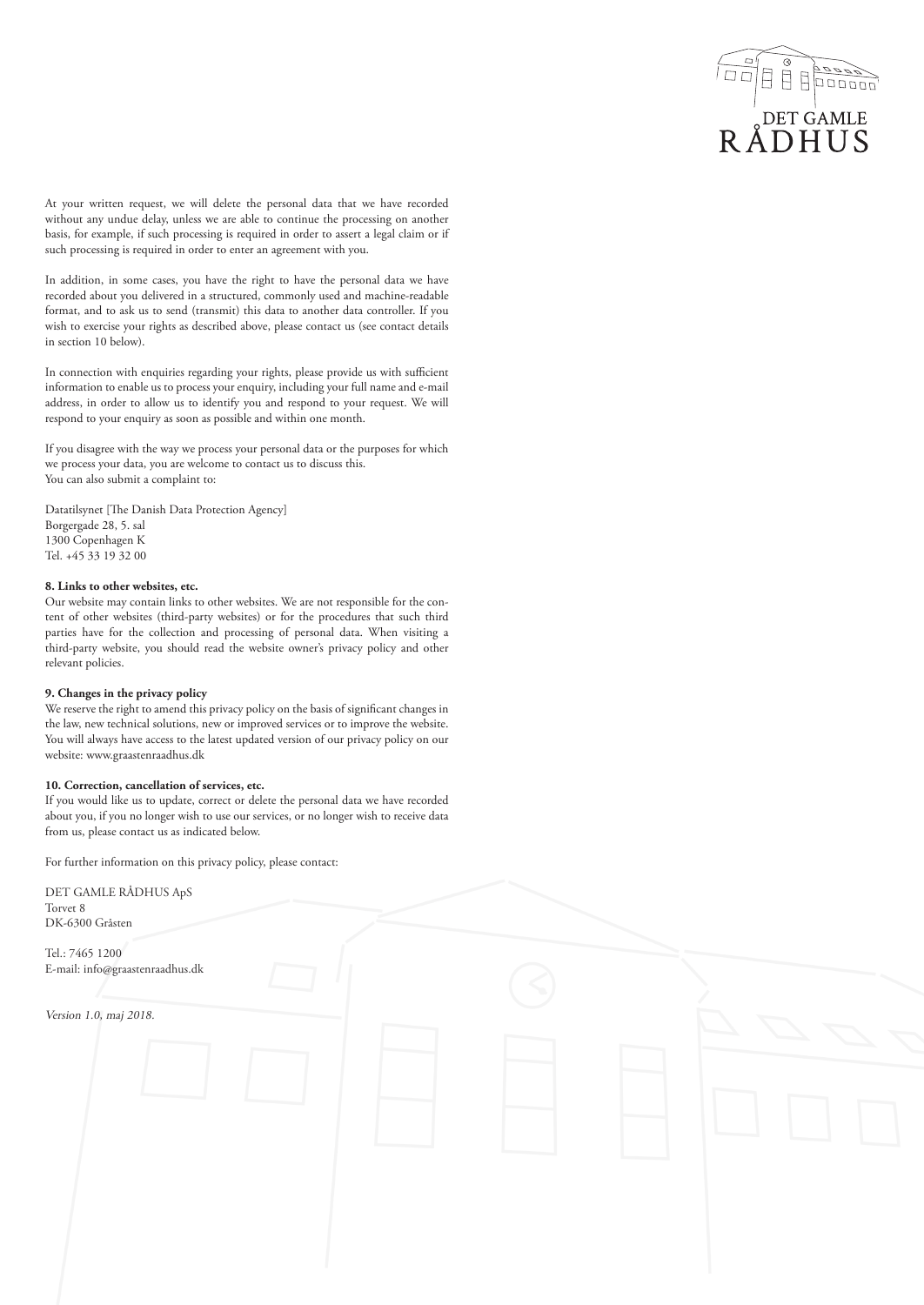At your written request, we will delete the personal data that we have recorded without any undue delay, unless we are able to continue the processing on another basis, for example, if such processing is required in order to assert a legal claim or if such processing is required in order to enter an agreement with you.

In addition, in some cases, you have the right to have the personal data we have recorded about you delivered in a structured, commonly used and machine-readable format, and to ask us to send (transmit) this data to another data controller. If you wish to exercise your rights as described above, please contact us (see contact details in section 10 below).

In connection with enquiries regarding your rights, please provide us with sufficient information to enable us to process your enquiry, including your full name and e-mail address, in order to allow us to identify you and respond to your request. We will respond to your enquiry as soon as possible and within one month.

If you disagree with the way we process your personal data or the purposes for which we process your data, you are welcome to contact us to discuss this.
You can also submit a complaint to:

Datatilsynet [The Danish Data Protection Agency]
Borgergade 28, 5. sal
1300 Copenhagen K
Tel. +45 33 19 32 00

**8. Links to other websites, etc.**
Our website may contain links to other websites. We are not responsible for the content of other websites (third-party websites) or for the procedures that such third parties have for the collection and processing of personal data. When visiting a third-party website, you should read the website owner's privacy policy and other relevant policies.

**9. Changes in the privacy policy**
We reserve the right to amend this privacy policy on the basis of significant changes in the law, new technical solutions, new or improved services or to improve the website. You will always have access to the latest updated version of our privacy policy on our website: www.graastenraadhus.dk

**10. Correction, cancellation of services, etc.**
If you would like us to update, correct or delete the personal data we have recorded about you, if you no longer wish to use our services, or no longer wish to receive data from us, please contact us as indicated below.

For further information on this privacy policy, please contact:

DET GAMLE RÅDHUS ApS
Torvet 8
DK-6300 Gråsten

Tel.: 7465 1200
E-mail: info@graastenraadhus.dk

*Version 1.0, maj 2018.*